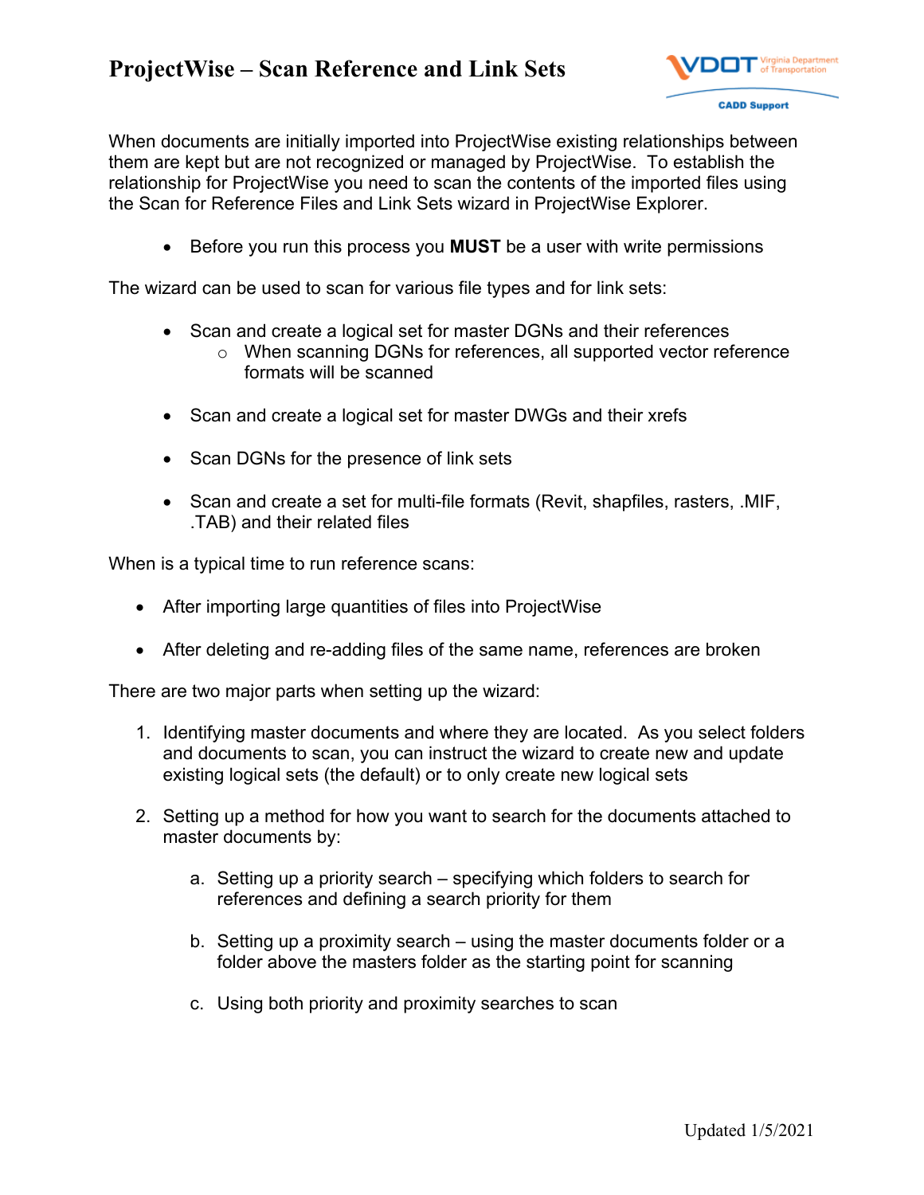# ProjectWise – Scan Reference and Link Sets

When documents are initially imported into ProjectWise existing relationships between them are kept but are not recognized or managed by ProjectWise. To establish the relationship for ProjectWise you need to scan the contents of the imported files using the Scan for Reference Files and Link Sets wizard in ProjectWise Explorer.

- Before you run this process you **MUST** be a user with write permissions

The wizard can be used to scan for various file types and for link sets:

- Scan and create a logical set for master DGNs and their references
  - When scanning DGNs for references, all supported vector reference formats will be scanned
- Scan and create a logical set for master DWGs and their xrefs
- Scan DGNs for the presence of link sets
- Scan and create a set for multi-file formats (Revit, shapfiles, rasters, .MIF, .TAB) and their related files

When is a typical time to run reference scans:

- After importing large quantities of files into ProjectWise
- After deleting and re-adding files of the same name, references are broken

There are two major parts when setting up the wizard:

1. Identifying master documents and where they are located. As you select folders and documents to scan, you can instruct the wizard to create new and update existing logical sets (the default) or to only create new logical sets
2. Setting up a method for how you want to search for the documents attached to master documents by:
   a. Setting up a priority search – specifying which folders to search for references and defining a search priority for them
   b. Setting up a proximity search – using the master documents folder or a folder above the masters folder as the starting point for scanning
   c. Using both priority and proximity searches to scan

Updated 1/5/2021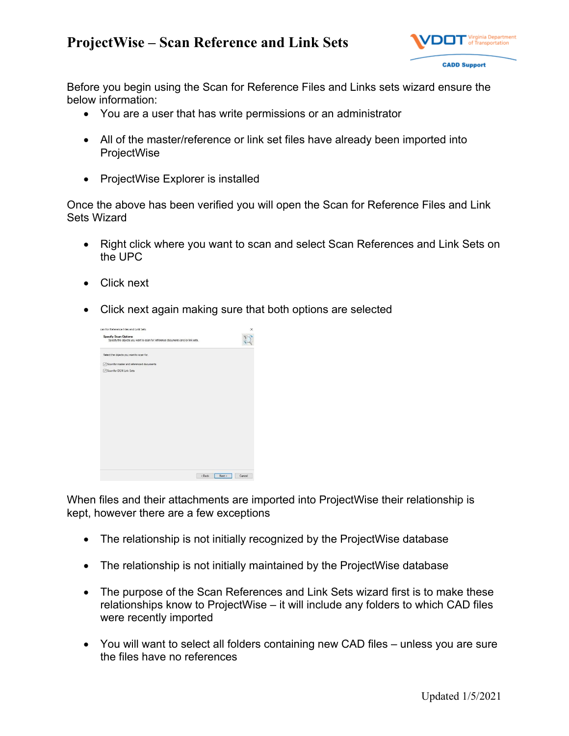# ProjectWise – Scan Reference and Link Sets

Before you begin using the Scan for Reference Files and Links sets wizard ensure the below information:

- You are a user that has write permissions or an administrator
- All of the master/reference or link set files have already been imported into ProjectWise
- ProjectWise Explorer is installed

Once the above has been verified you will open the Scan for Reference Files and Link Sets Wizard

- Right click where you want to scan and select Scan References and Link Sets on the UPC
- Click next
- Click next again making sure that both options are selected

When files and their attachments are imported into ProjectWise their relationship is kept, however there are a few exceptions

- The relationship is not initially recognized by the ProjectWise database
- The relationship is not initially maintained by the ProjectWise database
- The purpose of the Scan References and Link Sets wizard first is to make these relationships know to ProjectWise – it will include any folders to which CAD files were recently imported
- You will want to select all folders containing new CAD files – unless you are sure the files have no references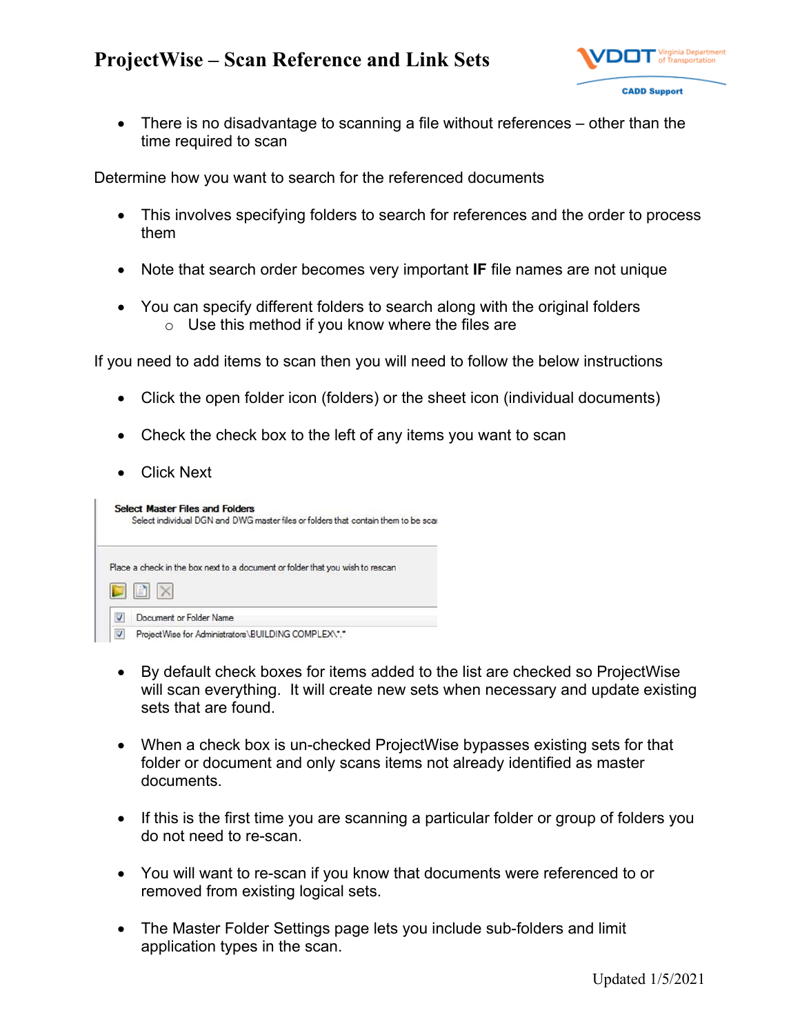- There is no disadvantage to scanning a file without references – other than the time required to scan

Determine how you want to search for the referenced documents

- This involves specifying folders to search for references and the order to process them
- Note that search order becomes very important **IF** file names are not unique
- You can specify different folders to search along with the original folders
  - Use this method if you know where the files are

If you need to add items to scan then you will need to follow the below instructions

- Click the open folder icon (folders) or the sheet icon (individual documents)
- Check the check box to the left of any items you want to scan
- Click Next

**Select Master Files and Folders**
Select individual DGN and DWG master files or folders that contain them to be scan

Place a check in the box next to a document or folder that you wish to rescan

| ☑ | Document or Folder Name |
|---|---|
| ☑ | ProjectWise for Administrators\BUILDING COMPLEX\*.* |

- By default check boxes for items added to the list are checked so ProjectWise will scan everything. It will create new sets when necessary and update existing sets that are found.
- When a check box is un-checked ProjectWise bypasses existing sets for that folder or document and only scans items not already identified as master documents.
- If this is the first time you are scanning a particular folder or group of folders you do not need to re-scan.
- You will want to re-scan if you know that documents were referenced to or removed from existing logical sets.
- The Master Folder Settings page lets you include sub-folders and limit application types in the scan.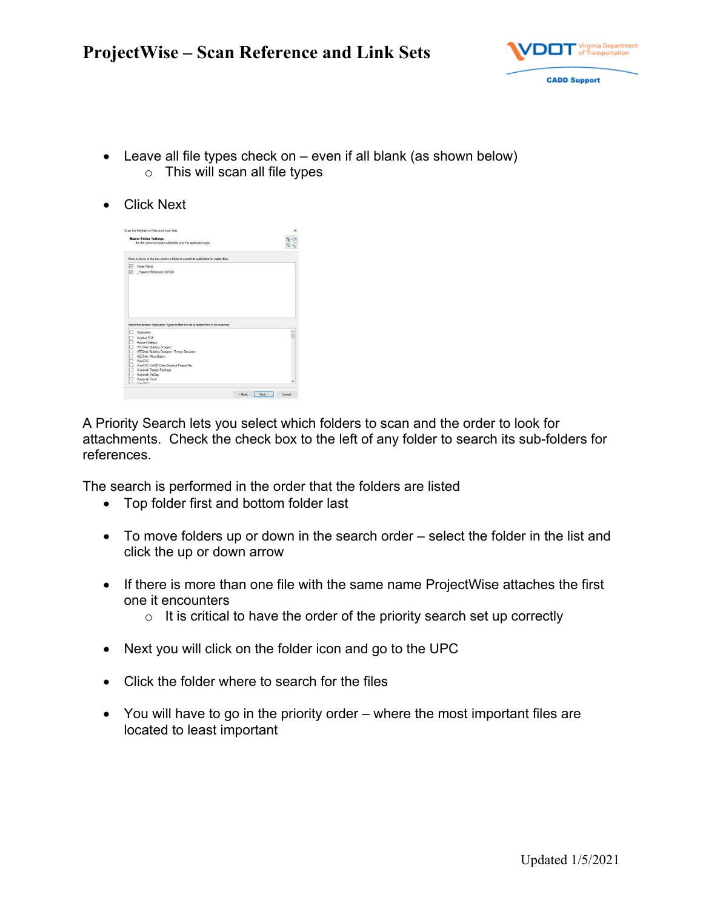- Leave all file types check on – even if all blank (as shown below)
  - This will scan all file types

- Click Next

A Priority Search lets you select which folders to scan and the order to look for attachments. Check the check box to the left of any folder to search its sub-folders for references.

The search is performed in the order that the folders are listed

- Top folder first and bottom folder last

- To move folders up or down in the search order – select the folder in the list and click the up or down arrow

- If there is more than one file with the same name ProjectWise attaches the first one it encounters
  - It is critical to have the order of the priority search set up correctly

- Next you will click on the folder icon and go to the UPC

- Click the folder where to search for the files

- You will have to go in the priority order – where the most important files are located to least important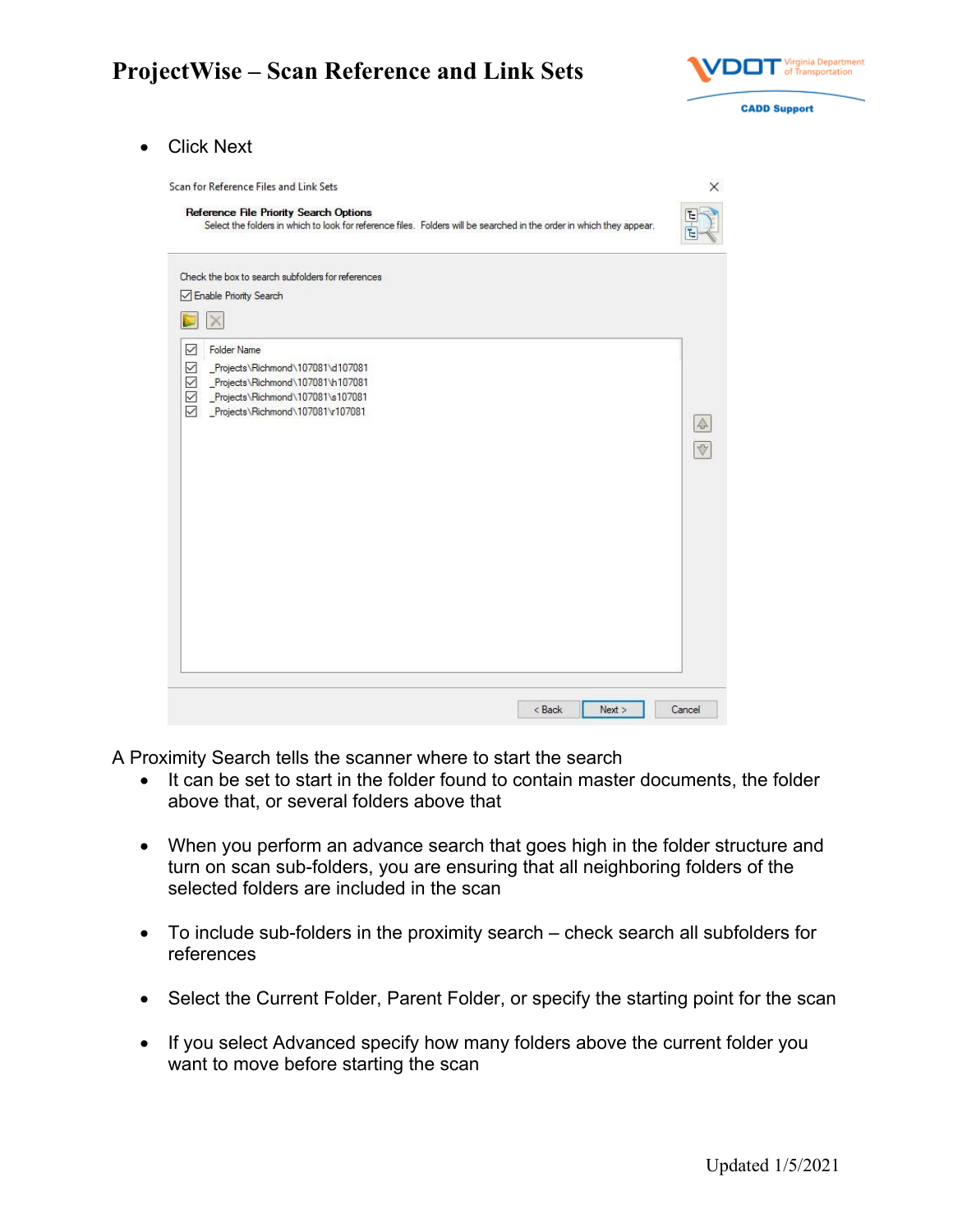- Click Next

A Proximity Search tells the scanner where to start the search

- It can be set to start in the folder found to contain master documents, the folder above that, or several folders above that

- When you perform an advance search that goes high in the folder structure and turn on scan sub-folders, you are ensuring that all neighboring folders of the selected folders are included in the scan

- To include sub-folders in the proximity search – check search all subfolders for references

- Select the Current Folder, Parent Folder, or specify the starting point for the scan

- If you select Advanced specify how many folders above the current folder you want to move before starting the scan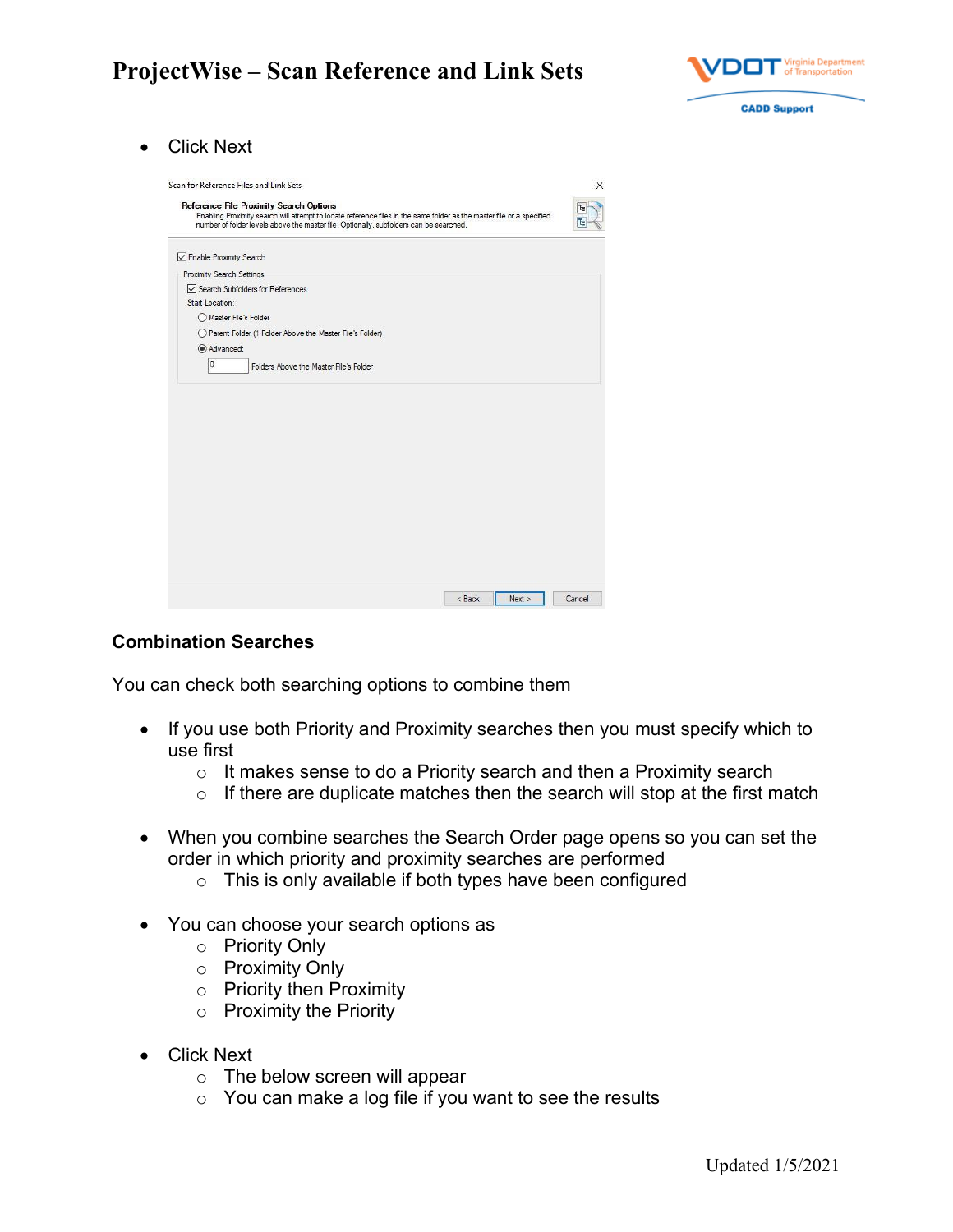- Click Next

## Combination Searches

You can check both searching options to combine them

- If you use both Priority and Proximity searches then you must specify which to use first
  - It makes sense to do a Priority search and then a Proximity search
  - If there are duplicate matches then the search will stop at the first match
- When you combine searches the Search Order page opens so you can set the order in which priority and proximity searches are performed
  - This is only available if both types have been configured
- You can choose your search options as
  - Priority Only
  - Proximity Only
  - Priority then Proximity
  - Proximity the Priority
- Click Next
  - The below screen will appear
  - You can make a log file if you want to see the results

Updated 1/5/2021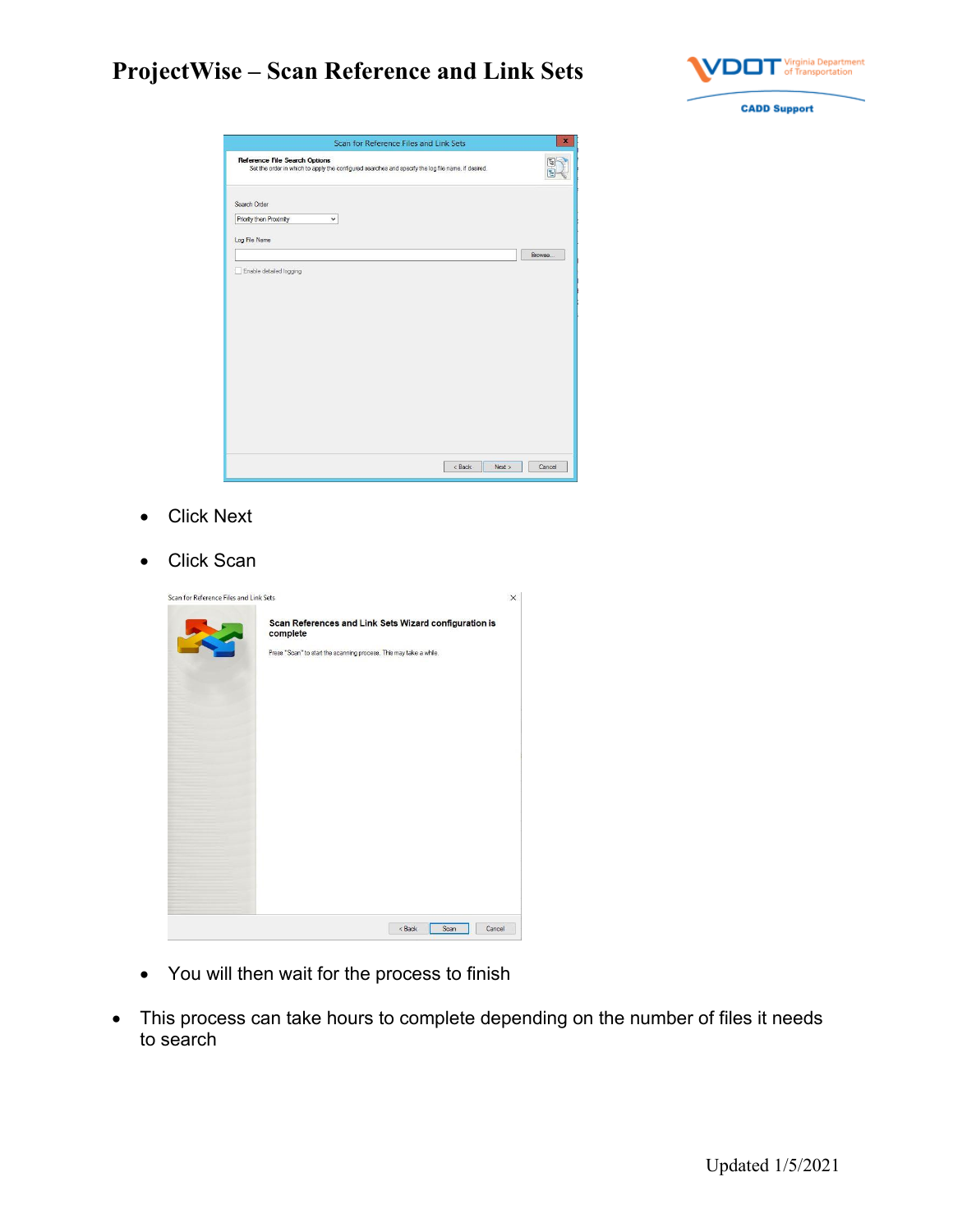- Click Next
- Click Scan

  - You will then wait for the process to finish

- This process can take hours to complete depending on the number of files it needs to search